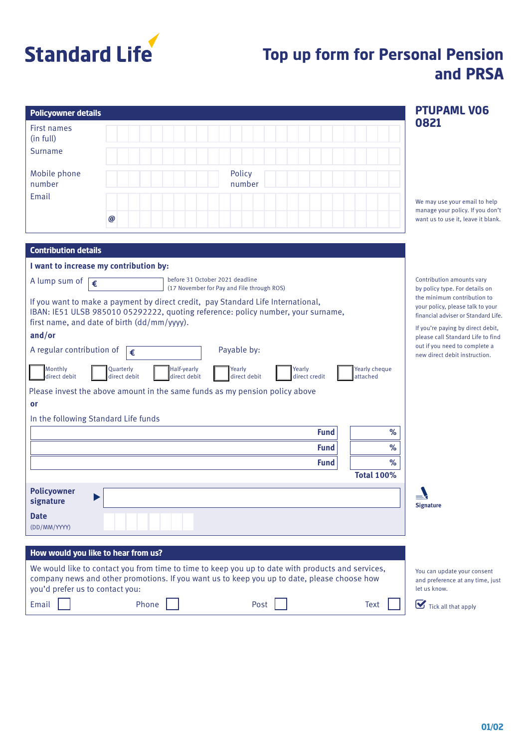Standard Life

# Top up form for Personal Pension and PRSA

PTUPAML V06 0821

## Policyowner details

First names (in full)

Surname

Mobile phone number

Policy number

Email

@

We may use your email to help manage your policy. If you don't want us to use it, leave it blank.

## Contribution details

**I want to increase my contribution by:**

A lump sum of € before 31 October 2021 deadline (17 November for Pay and File through ROS)

If you want to make a payment by direct credit, pay Standard Life International, IBAN: IE51 ULSB 985010 05292222, quoting reference: policy number, your surname, first name, and date of birth (dd/mm/yyyy).

**and/or**

A regular contribution of € Payable by:

☐ Monthly direct debit ☐ Quarterly direct debit ☐ Half-yearly direct debit ☐ Yearly direct debit ☐ Yearly direct credit ☐ Yearly cheque attached

Please invest the above amount in the same funds as my pension policy above

**or**

In the following Standard Life funds

| Fund | % |
|---|---|
| **Fund** | % |
| **Fund** | % |
| **Fund** | % |
| | **Total 100%** |

Contribution amounts vary by policy type. For details on the minimum contribution to your policy, please talk to your financial adviser or Standard Life.

If you're paying by direct debit, please call Standard Life to find out if you need to complete a new direct debit instruction.

**Policyowner signature** ▶

**Date** (DD/MM/YYYY)

**Signature**

## How would you like to hear from us?

We would like to contact you from time to time to keep you up to date with products and services, company news and other promotions. If you want us to keep you up to date, please choose how you'd prefer us to contact you:

Email ☐ Phone ☐ Post ☐ Text ☐

You can update your consent and preference at any time, just let us know.

☑ Tick all that apply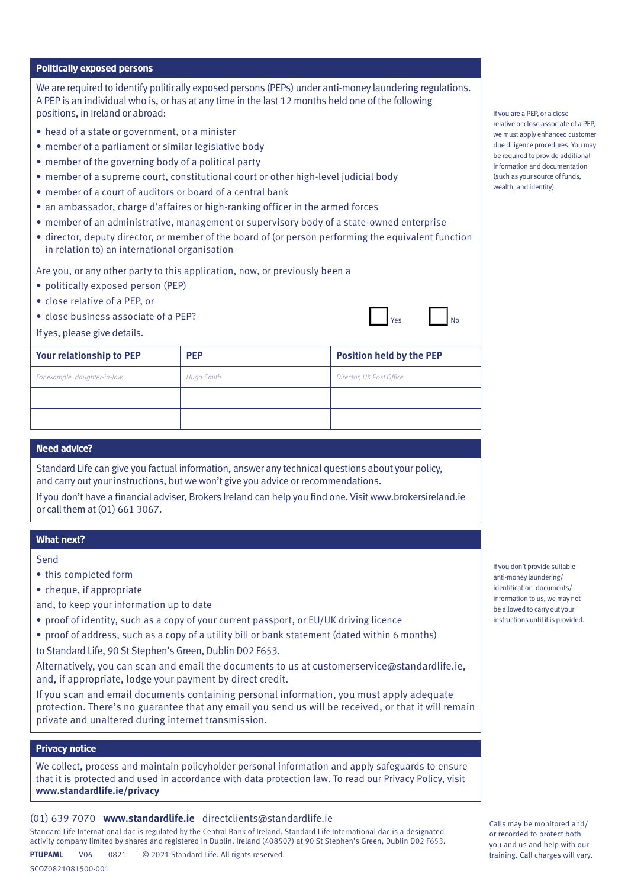## Politically exposed persons

We are required to identify politically exposed persons (PEPs) under anti-money laundering regulations. A PEP is an individual who is, or has at any time in the last 12 months held one of the following positions, in Ireland or abroad:

- head of a state or government, or a minister
- member of a parliament or similar legislative body
- member of the governing body of a political party
- member of a supreme court, constitutional court or other high-level judicial body
- member of a court of auditors or board of a central bank
- an ambassador, charge d'affaires or high-ranking officer in the armed forces
- member of an administrative, management or supervisory body of a state-owned enterprise
- director, deputy director, or member of the board of (or person performing the equivalent function in relation to) an international organisation

If you are a PEP, or a close relative or close associate of a PEP, we must apply enhanced customer due diligence procedures. You may be required to provide additional information and documentation (such as your source of funds, wealth, and identity).

Are you, or any other party to this application, now, or previously been a

- politically exposed person (PEP)
- close relative of a PEP, or
- close business associate of a PEP?

☐ Yes ☐ No

If yes, please give details.

| Your relationship to PEP | PEP | Position held by the PEP |
|---|---|---|
| *For example, daughter-in-law* | *Hugo Smith* | *Director, UK Post Office* |
| | | |
| | | |

## Need advice?

Standard Life can give you factual information, answer any technical questions about your policy, and carry out your instructions, but we won't give you advice or recommendations.

If you don't have a financial adviser, Brokers Ireland can help you find one. Visit www.brokersireland.ie or call them at (01) 661 3067.

## What next?

Send

- this completed form
- cheque, if appropriate

and, to keep your information up to date

- proof of identity, such as a copy of your current passport, or EU/UK driving licence
- proof of address, such as a copy of a utility bill or bank statement (dated within 6 months)

to Standard Life, 90 St Stephen's Green, Dublin D02 F653.

Alternatively, you can scan and email the documents to us at customerservice@standardlife.ie, and, if appropriate, lodge your payment by direct credit.

If you scan and email documents containing personal information, you must apply adequate protection. There's no guarantee that any email you send us will be received, or that it will remain private and unaltered during internet transmission.

If you don't provide suitable anti-money laundering/identification documents/information to us, we may not be allowed to carry out your instructions until it is provided.

## Privacy notice

We collect, process and maintain policyholder personal information and apply safeguards to ensure that it is protected and used in accordance with data protection law. To read our Privacy Policy, visit **www.standardlife.ie/privacy**

(01) 639 7070 **www.standardlife.ie** directclients@standardlife.ie

Calls may be monitored and/or recorded to protect both you and us and help with our training. Call charges will vary.

Standard Life International dac is regulated by the Central Bank of Ireland. Standard Life International dac is a designated activity company limited by shares and registered in Dublin, Ireland (408507) at 90 St Stephen's Green, Dublin D02 F653.

**PTUPAML** V06 0821 © 2021 Standard Life. All rights reserved.

SCOZ0821081500-001